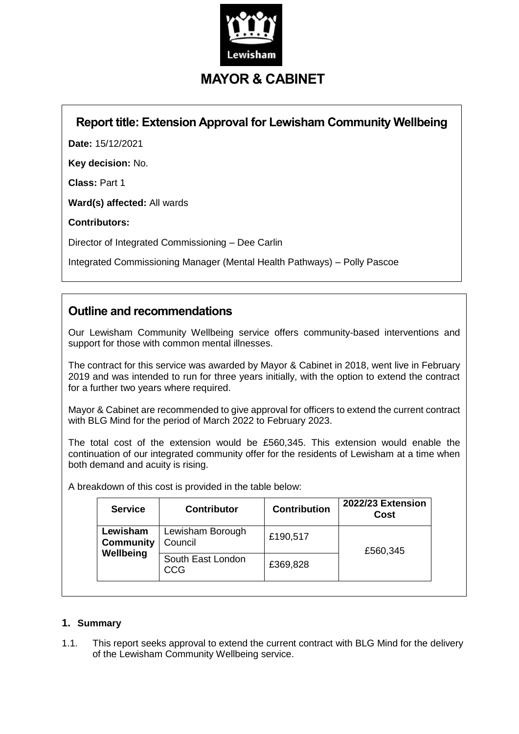# MAYOR & CABINET

## Report title: Extension Approval for Lewisham Community Wellbeing

**Date:** 15/12/2021

**Key decision:** No.

**Class:** Part 1

**Ward(s) affected:** All wards

**Contributors:**

Director of Integrated Commissioning – Dee Carlin

Integrated Commissioning Manager (Mental Health Pathways) – Polly Pascoe

## Outline and recommendations

Our Lewisham Community Wellbeing service offers community-based interventions and support for those with common mental illnesses.

The contract for this service was awarded by Mayor & Cabinet in 2018, went live in February 2019 and was intended to run for three years initially, with the option to extend the contract for a further two years where required.

Mayor & Cabinet are recommended to give approval for officers to extend the current contract with BLG Mind for the period of March 2022 to February 2023.

The total cost of the extension would be £560,345. This extension would enable the continuation of our integrated community offer for the residents of Lewisham at a time when both demand and acuity is rising.

A breakdown of this cost is provided in the table below:

| Service | Contributor | Contribution | 2022/23 Extension Cost |
|---|---|---|---|
| **Lewisham Community Wellbeing** | Lewisham Borough Council | £190,517 | £560,345 |
| | South East London CCG | £369,828 | |

### 1. Summary

1.1. This report seeks approval to extend the current contract with BLG Mind for the delivery of the Lewisham Community Wellbeing service.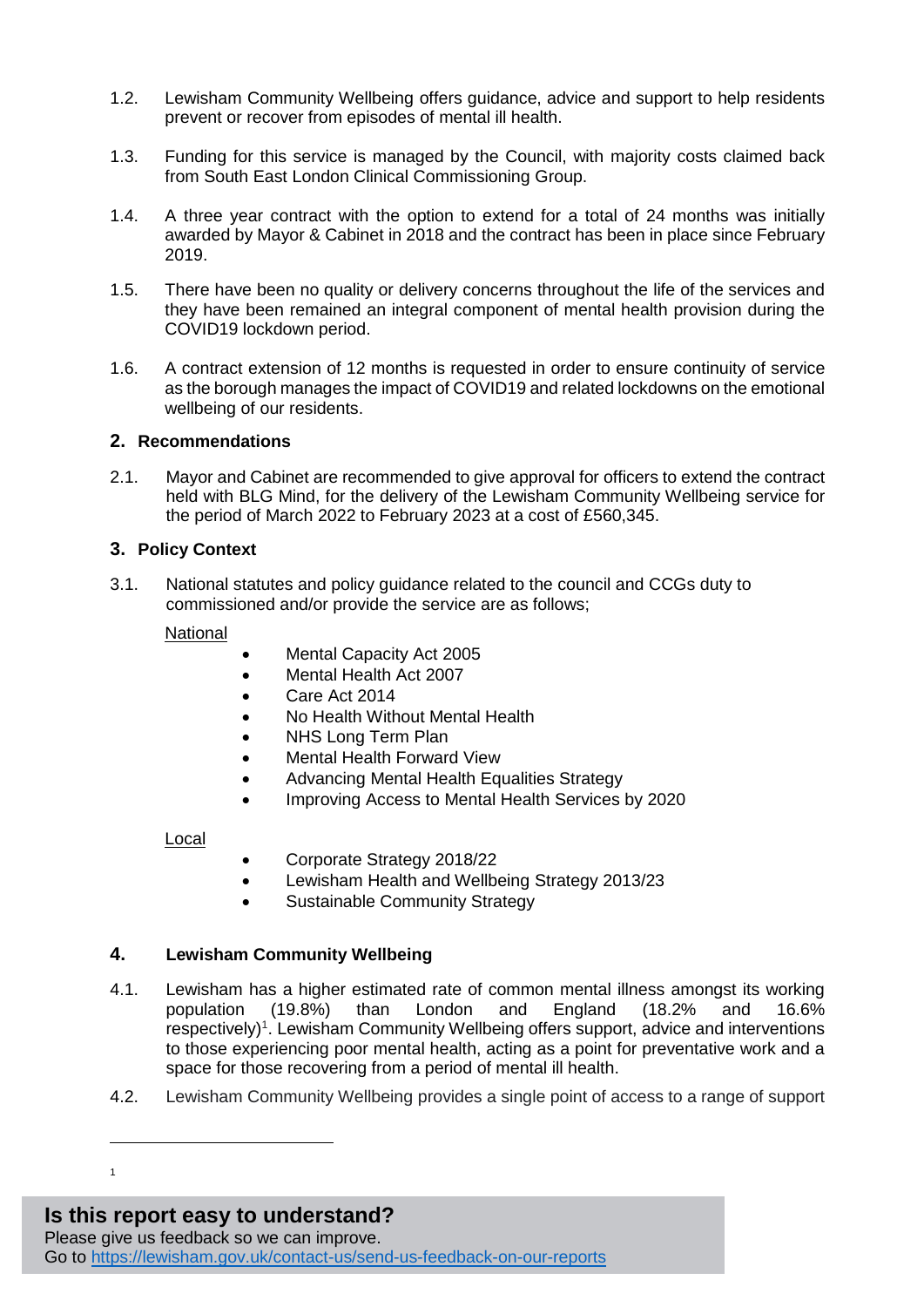1.2. Lewisham Community Wellbeing offers guidance, advice and support to help residents prevent or recover from episodes of mental ill health.

1.3. Funding for this service is managed by the Council, with majority costs claimed back from South East London Clinical Commissioning Group.

1.4. A three year contract with the option to extend for a total of 24 months was initially awarded by Mayor & Cabinet in 2018 and the contract has been in place since February 2019.

1.5. There have been no quality or delivery concerns throughout the life of the services and they have been remained an integral component of mental health provision during the COVID19 lockdown period.

1.6. A contract extension of 12 months is requested in order to ensure continuity of service as the borough manages the impact of COVID19 and related lockdowns on the emotional wellbeing of our residents.

## 2. Recommendations

2.1. Mayor and Cabinet are recommended to give approval for officers to extend the contract held with BLG Mind, for the delivery of the Lewisham Community Wellbeing service for the period of March 2022 to February 2023 at a cost of £560,345.

## 3. Policy Context

3.1. National statutes and policy guidance related to the council and CCGs duty to commissioned and/or provide the service are as follows;

National

- Mental Capacity Act 2005
- Mental Health Act 2007
- Care Act 2014
- No Health Without Mental Health
- NHS Long Term Plan
- Mental Health Forward View
- Advancing Mental Health Equalities Strategy
- Improving Access to Mental Health Services by 2020

Local

- Corporate Strategy 2018/22
- Lewisham Health and Wellbeing Strategy 2013/23
- Sustainable Community Strategy

## 4. Lewisham Community Wellbeing

4.1. Lewisham has a higher estimated rate of common mental illness amongst its working population (19.8%) than London and England (18.2% and 16.6% respectively)[1]. Lewisham Community Wellbeing offers support, advice and interventions to those experiencing poor mental health, acting as a point for preventative work and a space for those recovering from a period of mental ill health.

4.2. Lewisham Community Wellbeing provides a single point of access to a range of support

[1]

**Is this report easy to understand?**
Please give us feedback so we can improve.
Go to https://lewisham.gov.uk/contact-us/send-us-feedback-on-our-reports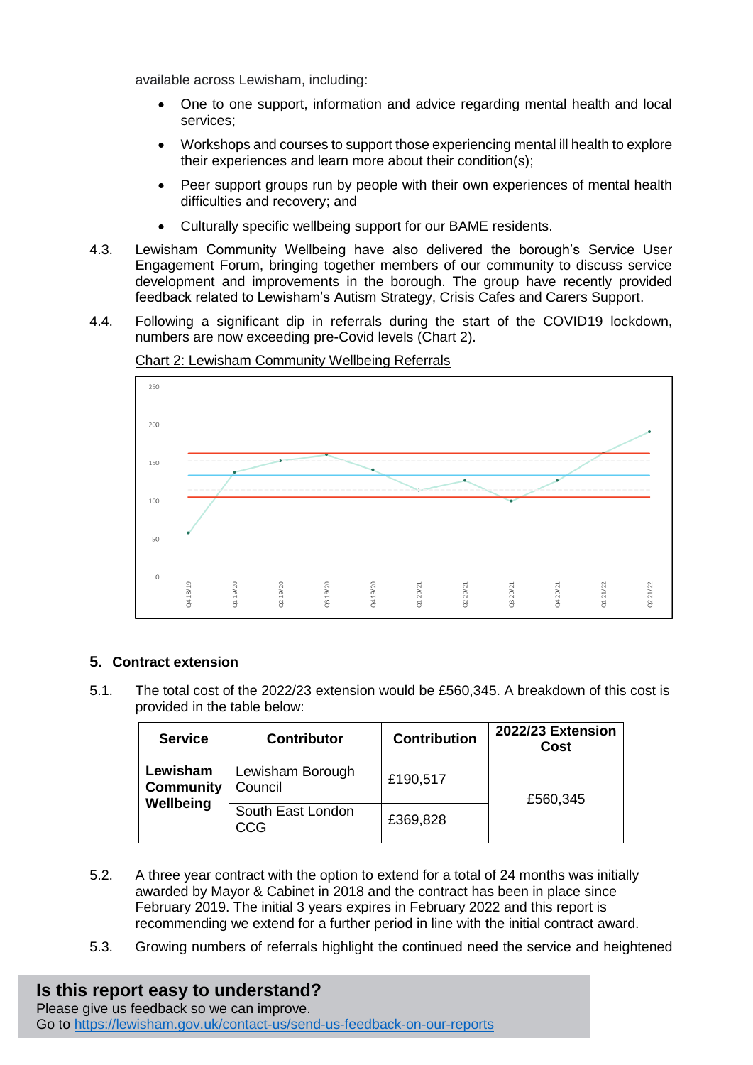available across Lewisham, including:

- One to one support, information and advice regarding mental health and local services;
- Workshops and courses to support those experiencing mental ill health to explore their experiences and learn more about their condition(s);
- Peer support groups run by people with their own experiences of mental health difficulties and recovery; and
- Culturally specific wellbeing support for our BAME residents.

4.3. Lewisham Community Wellbeing have also delivered the borough's Service User Engagement Forum, bringing together members of our community to discuss service development and improvements in the borough. The group have recently provided feedback related to Lewisham's Autism Strategy, Crisis Cafes and Carers Support.

4.4. Following a significant dip in referrals during the start of the COVID19 lockdown, numbers are now exceeding pre-Covid levels (Chart 2).

Chart 2: Lewisham Community Wellbeing Referrals

## 5. Contract extension

5.1. The total cost of the 2022/23 extension would be £560,345. A breakdown of this cost is provided in the table below:

| Service | Contributor | Contribution | 2022/23 Extension Cost |
|---|---|---|---|
| **Lewisham Community Wellbeing** | Lewisham Borough Council | £190,517 | £560,345 |
| | South East London CCG | £369,828 | |

5.2. A three year contract with the option to extend for a total of 24 months was initially awarded by Mayor & Cabinet in 2018 and the contract has been in place since February 2019. The initial 3 years expires in February 2022 and this report is recommending we extend for a further period in line with the initial contract award.

5.3. Growing numbers of referrals highlight the continued need the service and heightened

**Is this report easy to understand?**
Please give us feedback so we can improve.
Go to https://lewisham.gov.uk/contact-us/send-us-feedback-on-our-reports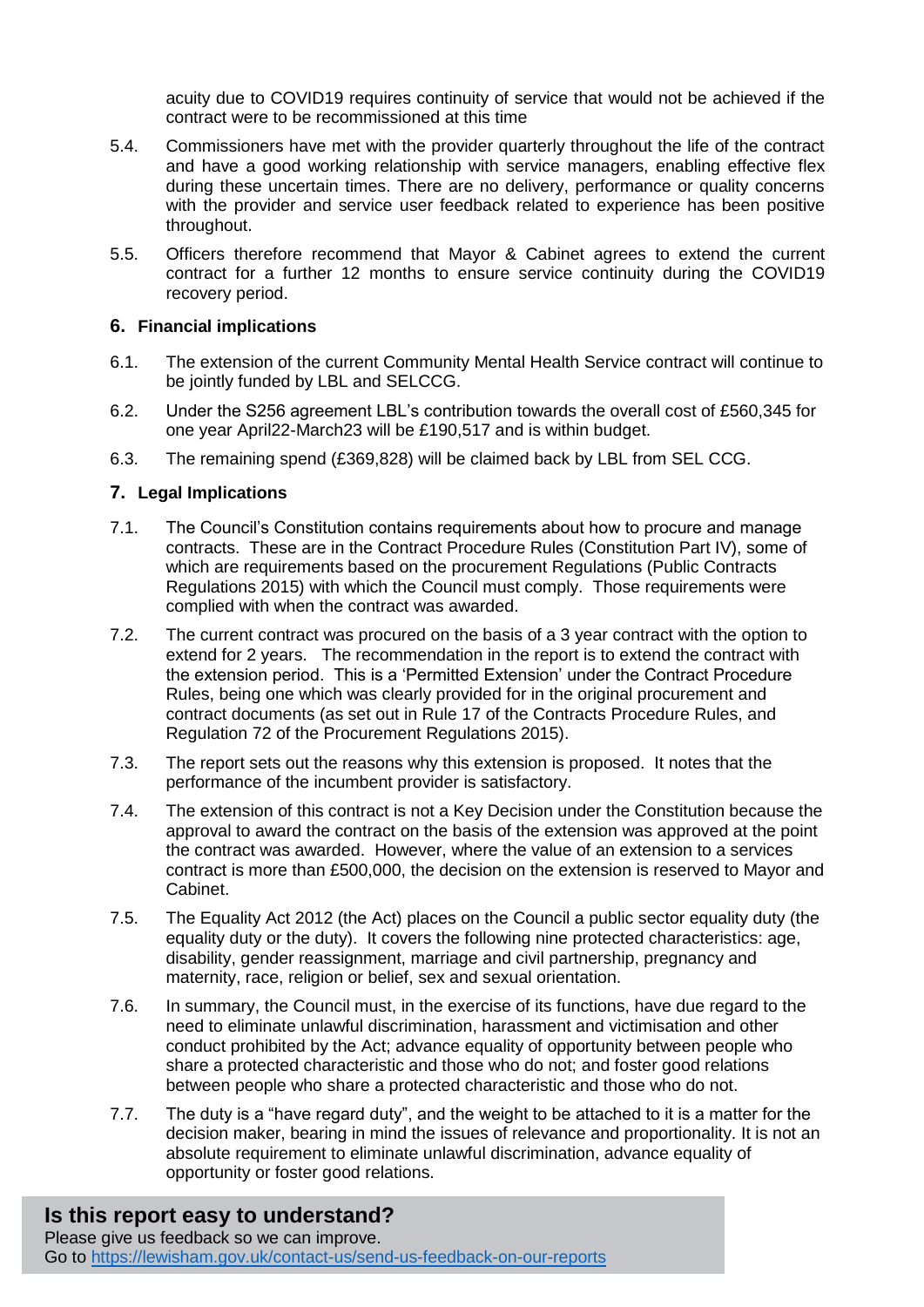acuity due to COVID19 requires continuity of service that would not be achieved if the contract were to be recommissioned at this time

5.4. Commissioners have met with the provider quarterly throughout the life of the contract and have a good working relationship with service managers, enabling effective flex during these uncertain times. There are no delivery, performance or quality concerns with the provider and service user feedback related to experience has been positive throughout.

5.5. Officers therefore recommend that Mayor & Cabinet agrees to extend the current contract for a further 12 months to ensure service continuity during the COVID19 recovery period.

## 6. Financial implications

6.1. The extension of the current Community Mental Health Service contract will continue to be jointly funded by LBL and SELCCG.

6.2. Under the S256 agreement LBL's contribution towards the overall cost of £560,345 for one year April22-March23 will be £190,517 and is within budget.

6.3. The remaining spend (£369,828) will be claimed back by LBL from SEL CCG.

## 7. Legal Implications

7.1. The Council's Constitution contains requirements about how to procure and manage contracts. These are in the Contract Procedure Rules (Constitution Part IV), some of which are requirements based on the procurement Regulations (Public Contracts Regulations 2015) with which the Council must comply. Those requirements were complied with when the contract was awarded.

7.2. The current contract was procured on the basis of a 3 year contract with the option to extend for 2 years. The recommendation in the report is to extend the contract with the extension period. This is a 'Permitted Extension' under the Contract Procedure Rules, being one which was clearly provided for in the original procurement and contract documents (as set out in Rule 17 of the Contracts Procedure Rules, and Regulation 72 of the Procurement Regulations 2015).

7.3. The report sets out the reasons why this extension is proposed. It notes that the performance of the incumbent provider is satisfactory.

7.4. The extension of this contract is not a Key Decision under the Constitution because the approval to award the contract on the basis of the extension was approved at the point the contract was awarded. However, where the value of an extension to a services contract is more than £500,000, the decision on the extension is reserved to Mayor and Cabinet.

7.5. The Equality Act 2012 (the Act) places on the Council a public sector equality duty (the equality duty or the duty). It covers the following nine protected characteristics: age, disability, gender reassignment, marriage and civil partnership, pregnancy and maternity, race, religion or belief, sex and sexual orientation.

7.6. In summary, the Council must, in the exercise of its functions, have due regard to the need to eliminate unlawful discrimination, harassment and victimisation and other conduct prohibited by the Act; advance equality of opportunity between people who share a protected characteristic and those who do not; and foster good relations between people who share a protected characteristic and those who do not.

7.7. The duty is a "have regard duty", and the weight to be attached to it is a matter for the decision maker, bearing in mind the issues of relevance and proportionality. It is not an absolute requirement to eliminate unlawful discrimination, advance equality of opportunity or foster good relations.

**Is this report easy to understand?**

Please give us feedback so we can improve.
Go to https://lewisham.gov.uk/contact-us/send-us-feedback-on-our-reports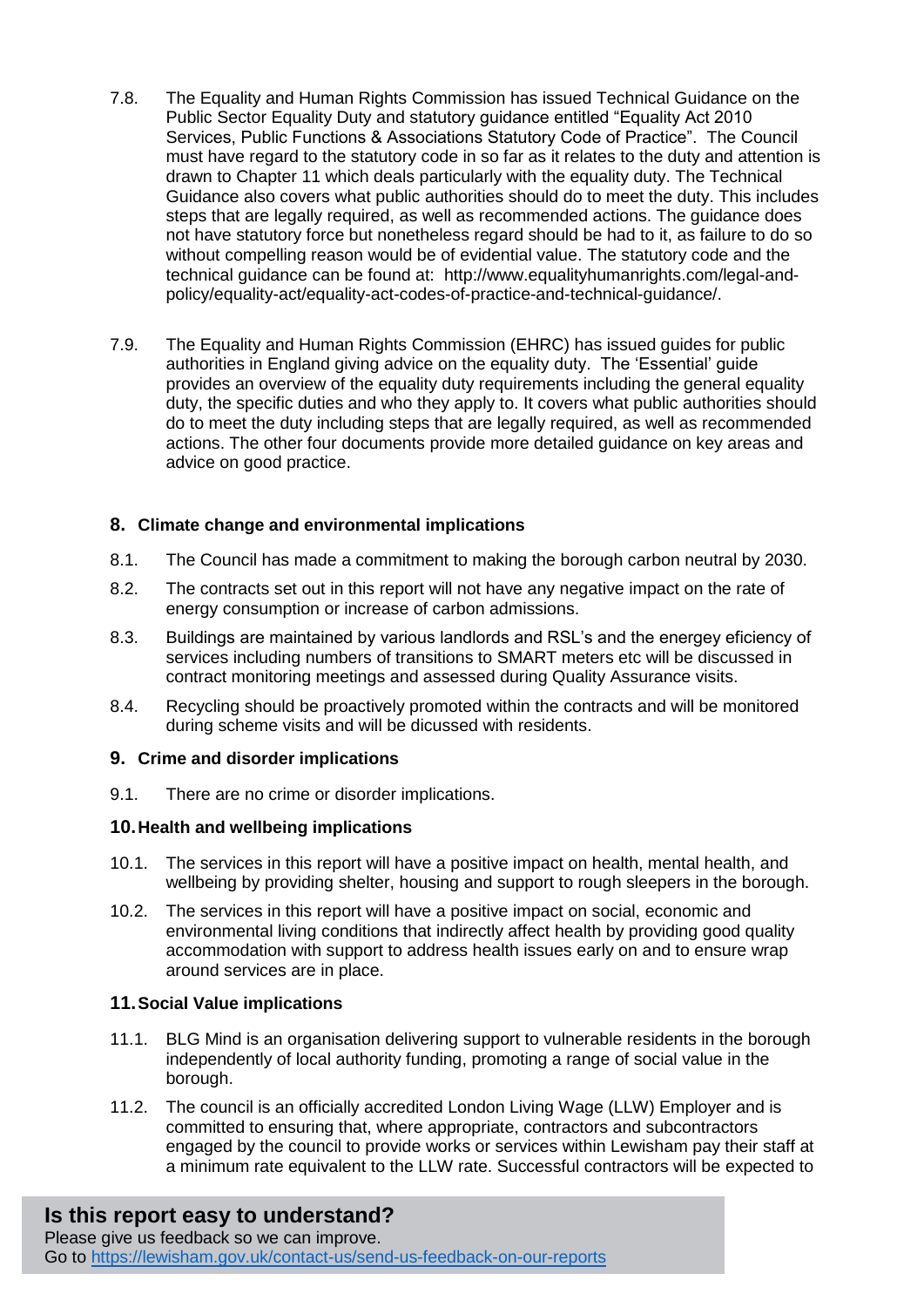7.8. The Equality and Human Rights Commission has issued Technical Guidance on the Public Sector Equality Duty and statutory guidance entitled "Equality Act 2010 Services, Public Functions & Associations Statutory Code of Practice". The Council must have regard to the statutory code in so far as it relates to the duty and attention is drawn to Chapter 11 which deals particularly with the equality duty. The Technical Guidance also covers what public authorities should do to meet the duty. This includes steps that are legally required, as well as recommended actions. The guidance does not have statutory force but nonetheless regard should be had to it, as failure to do so without compelling reason would be of evidential value. The statutory code and the technical guidance can be found at: http://www.equalityhumanrights.com/legal-and-policy/equality-act/equality-act-codes-of-practice-and-technical-guidance/.

7.9. The Equality and Human Rights Commission (EHRC) has issued guides for public authorities in England giving advice on the equality duty. The 'Essential' guide provides an overview of the equality duty requirements including the general equality duty, the specific duties and who they apply to. It covers what public authorities should do to meet the duty including steps that are legally required, as well as recommended actions. The other four documents provide more detailed guidance on key areas and advice on good practice.

## 8. Climate change and environmental implications

8.1. The Council has made a commitment to making the borough carbon neutral by 2030.

8.2. The contracts set out in this report will not have any negative impact on the rate of energy consumption or increase of carbon admissions.

8.3. Buildings are maintained by various landlords and RSL's and the energey eficiency of services including numbers of transitions to SMART meters etc will be discussed in contract monitoring meetings and assessed during Quality Assurance visits.

8.4. Recycling should be proactively promoted within the contracts and will be monitored during scheme visits and will be dicussed with residents.

## 9. Crime and disorder implications

9.1. There are no crime or disorder implications.

## 10. Health and wellbeing implications

10.1. The services in this report will have a positive impact on health, mental health, and wellbeing by providing shelter, housing and support to rough sleepers in the borough.

10.2. The services in this report will have a positive impact on social, economic and environmental living conditions that indirectly affect health by providing good quality accommodation with support to address health issues early on and to ensure wrap around services are in place.

## 11. Social Value implications

11.1. BLG Mind is an organisation delivering support to vulnerable residents in the borough independently of local authority funding, promoting a range of social value in the borough.

11.2. The council is an officially accredited London Living Wage (LLW) Employer and is committed to ensuring that, where appropriate, contractors and subcontractors engaged by the council to provide works or services within Lewisham pay their staff at a minimum rate equivalent to the LLW rate. Successful contractors will be expected to

**Is this report easy to understand?**
Please give us feedback so we can improve.
Go to https://lewisham.gov.uk/contact-us/send-us-feedback-on-our-reports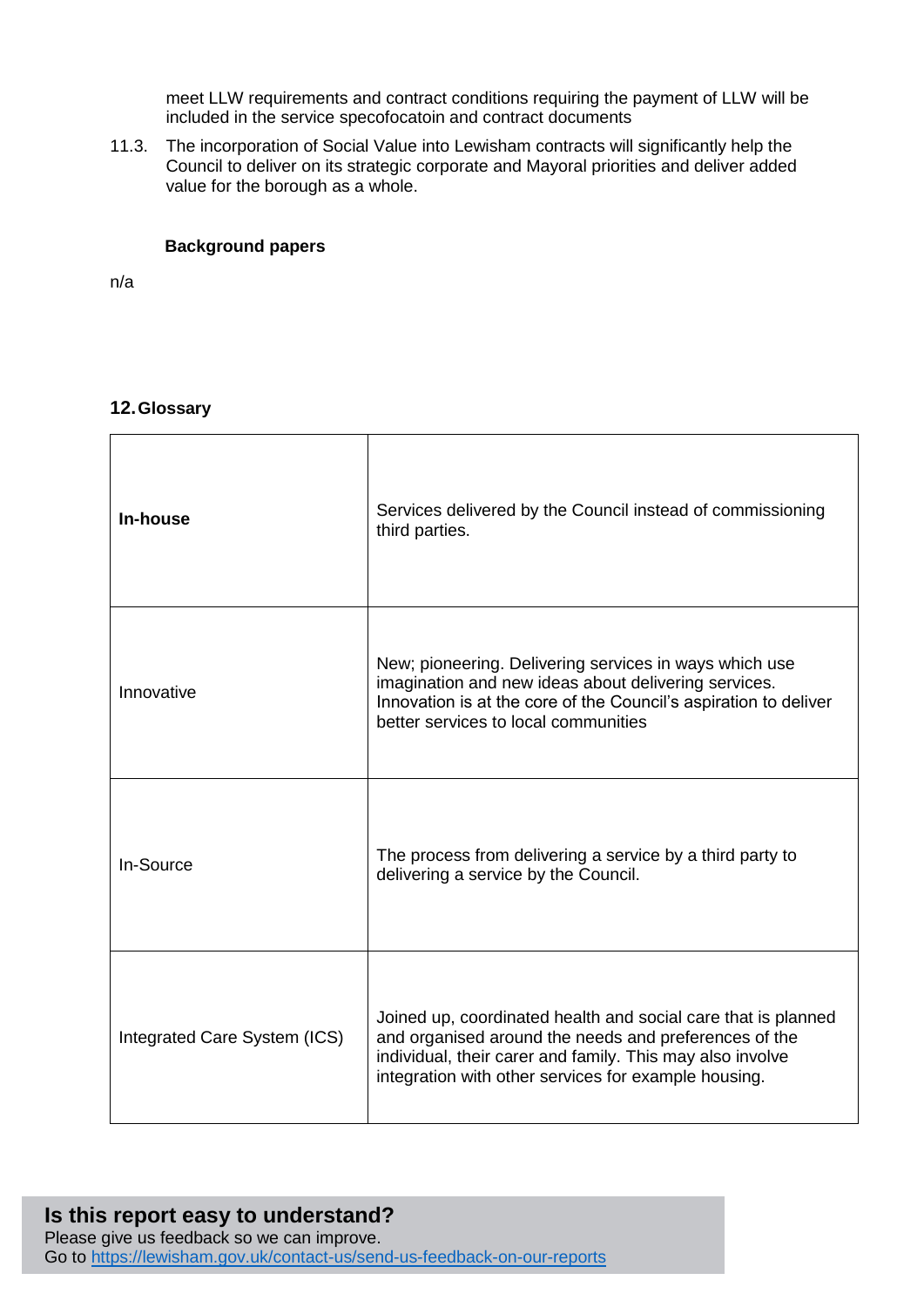meet LLW requirements and contract conditions requiring the payment of LLW will be included in the service specofocatoin and contract documents

11.3. The incorporation of Social Value into Lewisham contracts will significantly help the Council to deliver on its strategic corporate and Mayoral priorities and deliver added value for the borough as a whole.

**Background papers**

n/a

## 12. Glossary

| | |
|---|---|
| **In-house** | Services delivered by the Council instead of commissioning third parties. |
| Innovative | New; pioneering. Delivering services in ways which use imagination and new ideas about delivering services. Innovation is at the core of the Council's aspiration to deliver better services to local communities |
| In-Source | The process from delivering a service by a third party to delivering a service by the Council. |
| Integrated Care System (ICS) | Joined up, coordinated health and social care that is planned and organised around the needs and preferences of the individual, their carer and family. This may also involve integration with other services for example housing. |

**Is this report easy to understand?**
Please give us feedback so we can improve.
Go to https://lewisham.gov.uk/contact-us/send-us-feedback-on-our-reports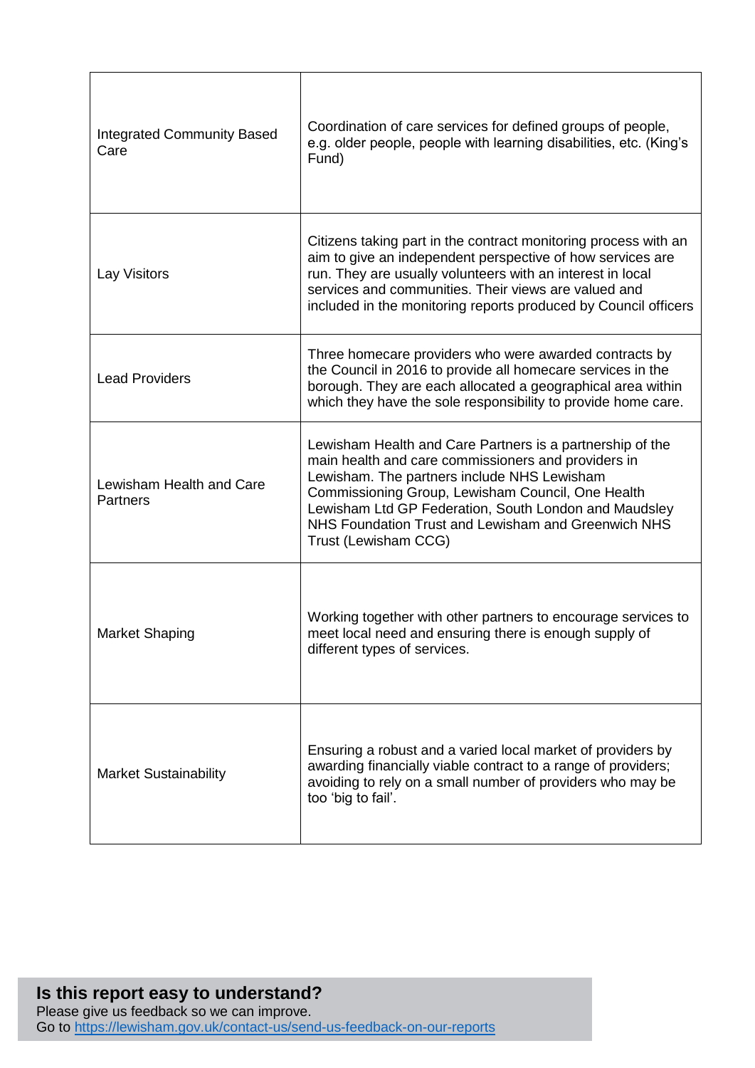| | |
|---|---|
| Integrated Community Based Care | Coordination of care services for defined groups of people, e.g. older people, people with learning disabilities, etc. (King's Fund) |
| Lay Visitors | Citizens taking part in the contract monitoring process with an aim to give an independent perspective of how services are run. They are usually volunteers with an interest in local services and communities. Their views are valued and included in the monitoring reports produced by Council officers |
| Lead Providers | Three homecare providers who were awarded contracts by the Council in 2016 to provide all homecare services in the borough. They are each allocated a geographical area within which they have the sole responsibility to provide home care. |
| Lewisham Health and Care Partners | Lewisham Health and Care Partners is a partnership of the main health and care commissioners and providers in Lewisham. The partners include NHS Lewisham Commissioning Group, Lewisham Council, One Health Lewisham Ltd GP Federation, South London and Maudsley NHS Foundation Trust and Lewisham and Greenwich NHS Trust (Lewisham CCG) |
| Market Shaping | Working together with other partners to encourage services to meet local need and ensuring there is enough supply of different types of services. |
| Market Sustainability | Ensuring a robust and a varied local market of providers by awarding financially viable contract to a range of providers; avoiding to rely on a small number of providers who may be too 'big to fail'. |

**Is this report easy to understand?**
Please give us feedback so we can improve.
Go to https://lewisham.gov.uk/contact-us/send-us-feedback-on-our-reports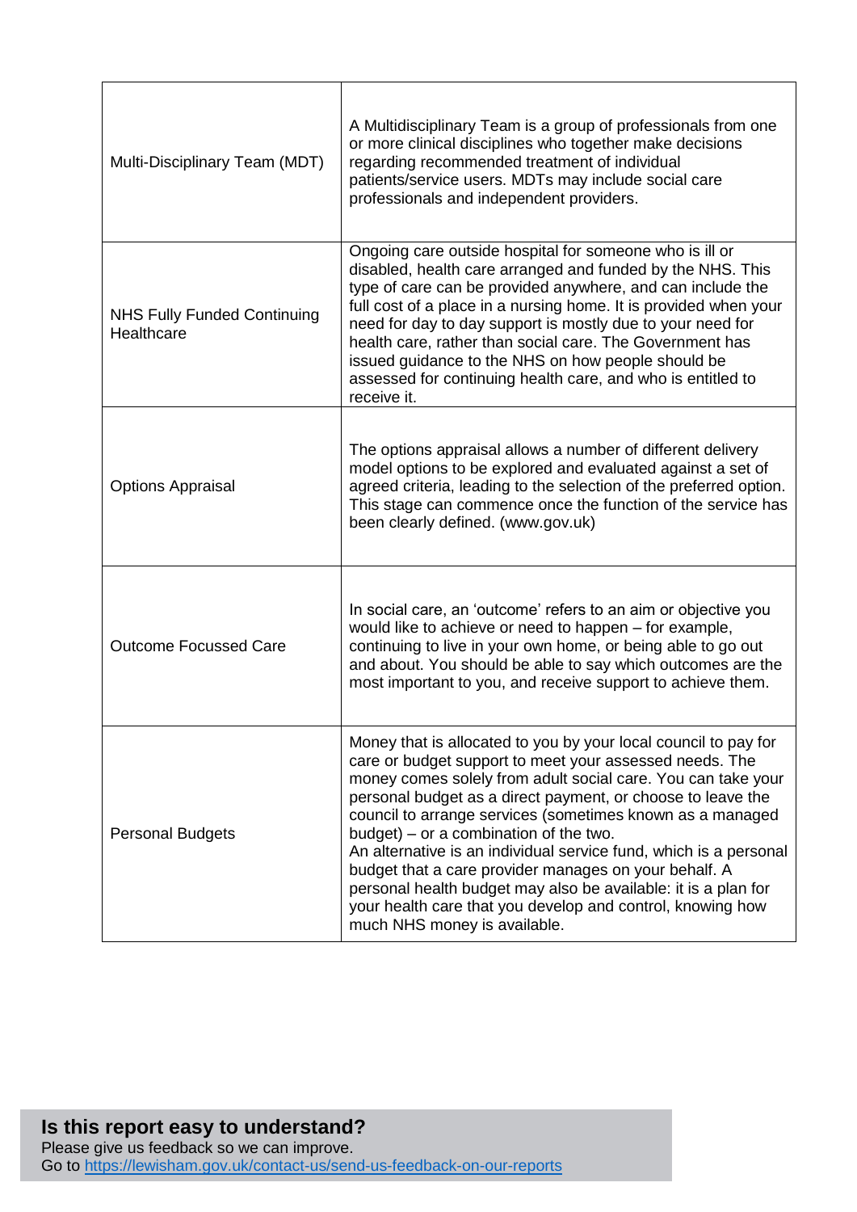| | |
|---|---|
| Multi-Disciplinary Team (MDT) | A Multidisciplinary Team is a group of professionals from one or more clinical disciplines who together make decisions regarding recommended treatment of individual patients/service users. MDTs may include social care professionals and independent providers. |
| NHS Fully Funded Continuing Healthcare | Ongoing care outside hospital for someone who is ill or disabled, health care arranged and funded by the NHS. This type of care can be provided anywhere, and can include the full cost of a place in a nursing home. It is provided when your need for day to day support is mostly due to your need for health care, rather than social care. The Government has issued guidance to the NHS on how people should be assessed for continuing health care, and who is entitled to receive it. |
| Options Appraisal | The options appraisal allows a number of different delivery model options to be explored and evaluated against a set of agreed criteria, leading to the selection of the preferred option. This stage can commence once the function of the service has been clearly defined. (www.gov.uk) |
| Outcome Focussed Care | In social care, an 'outcome' refers to an aim or objective you would like to achieve or need to happen – for example, continuing to live in your own home, or being able to go out and about. You should be able to say which outcomes are the most important to you, and receive support to achieve them. |
| Personal Budgets | Money that is allocated to you by your local council to pay for care or budget support to meet your assessed needs. The money comes solely from adult social care. You can take your personal budget as a direct payment, or choose to leave the council to arrange services (sometimes known as a managed budget) – or a combination of the two.<br>An alternative is an individual service fund, which is a personal budget that a care provider manages on your behalf. A personal health budget may also be available: it is a plan for your health care that you develop and control, knowing how much NHS money is available. |

**Is this report easy to understand?**
Please give us feedback so we can improve.
Go to https://lewisham.gov.uk/contact-us/send-us-feedback-on-our-reports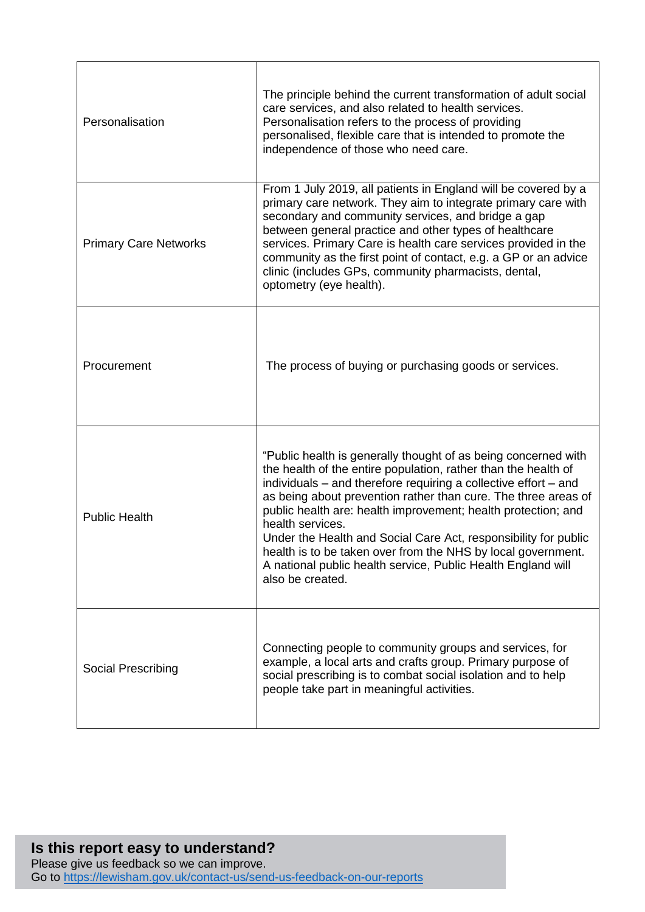| | |
|---|---|
| Personalisation | The principle behind the current transformation of adult social care services, and also related to health services. Personalisation refers to the process of providing personalised, flexible care that is intended to promote the independence of those who need care. |
| Primary Care Networks | From 1 July 2019, all patients in England will be covered by a primary care network. They aim to integrate primary care with secondary and community services, and bridge a gap between general practice and other types of healthcare services. Primary Care is health care services provided in the community as the first point of contact, e.g. a GP or an advice clinic (includes GPs, community pharmacists, dental, optometry (eye health). |
| Procurement | The process of buying or purchasing goods or services. |
| Public Health | "Public health is generally thought of as being concerned with the health of the entire population, rather than the health of individuals – and therefore requiring a collective effort – and as being about prevention rather than cure. The three areas of public health are: health improvement; health protection; and health services.<br>Under the Health and Social Care Act, responsibility for public health is to be taken over from the NHS by local government. A national public health service, Public Health England will also be created. |
| Social Prescribing | Connecting people to community groups and services, for example, a local arts and crafts group. Primary purpose of social prescribing is to combat social isolation and to help people take part in meaningful activities. |

**Is this report easy to understand?**
Please give us feedback so we can improve.
Go to [https://lewisham.gov.uk/contact-us/send-us-feedback-on-our-reports](https://lewisham.gov.uk/contact-us/send-us-feedback-on-our-reports)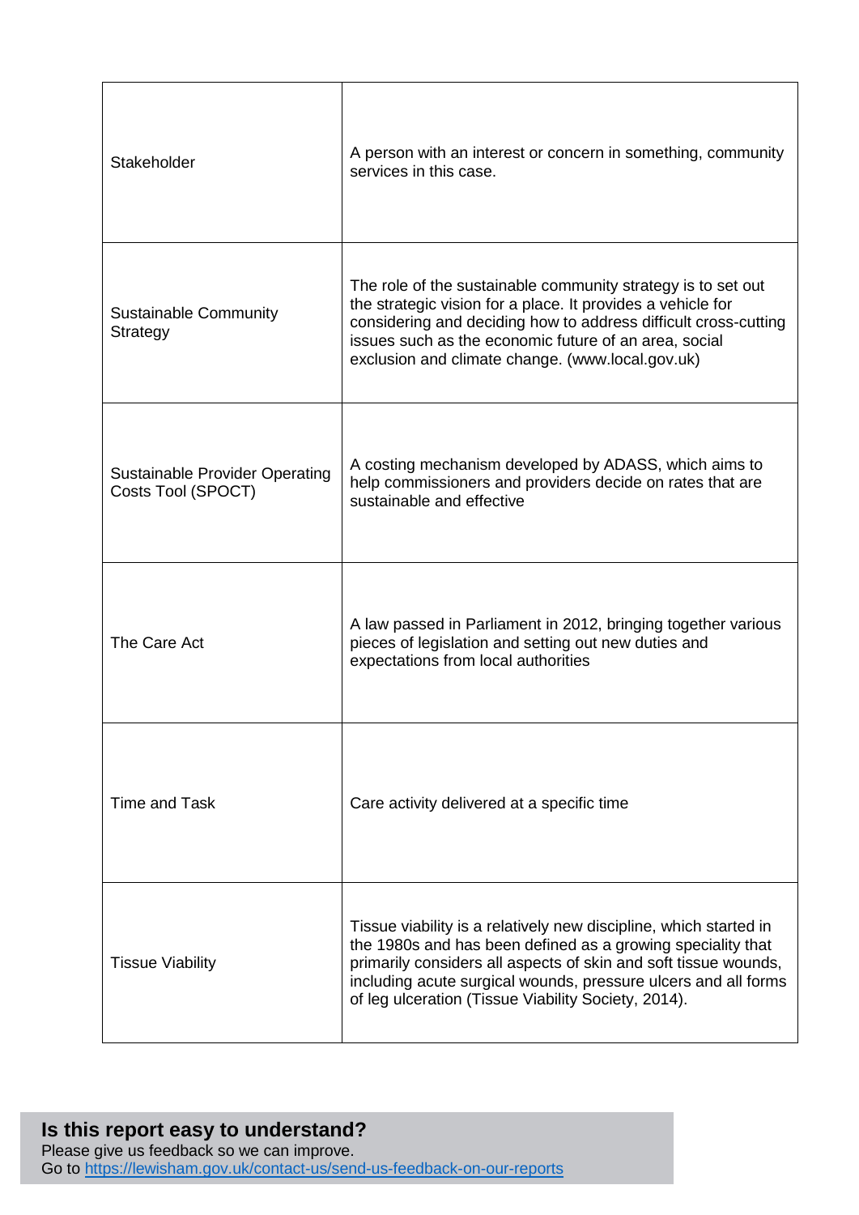| | |
|---|---|
| Stakeholder | A person with an interest or concern in something, community services in this case. |
| Sustainable Community Strategy | The role of the sustainable community strategy is to set out the strategic vision for a place. It provides a vehicle for considering and deciding how to address difficult cross-cutting issues such as the economic future of an area, social exclusion and climate change. (www.local.gov.uk) |
| Sustainable Provider Operating Costs Tool (SPOCT) | A costing mechanism developed by ADASS, which aims to help commissioners and providers decide on rates that are sustainable and effective |
| The Care Act | A law passed in Parliament in 2012, bringing together various pieces of legislation and setting out new duties and expectations from local authorities |
| Time and Task | Care activity delivered at a specific time |
| Tissue Viability | Tissue viability is a relatively new discipline, which started in the 1980s and has been defined as a growing speciality that primarily considers all aspects of skin and soft tissue wounds, including acute surgical wounds, pressure ulcers and all forms of leg ulceration (Tissue Viability Society, 2014). |

**Is this report easy to understand?**
Please give us feedback so we can improve.
Go to https://lewisham.gov.uk/contact-us/send-us-feedback-on-our-reports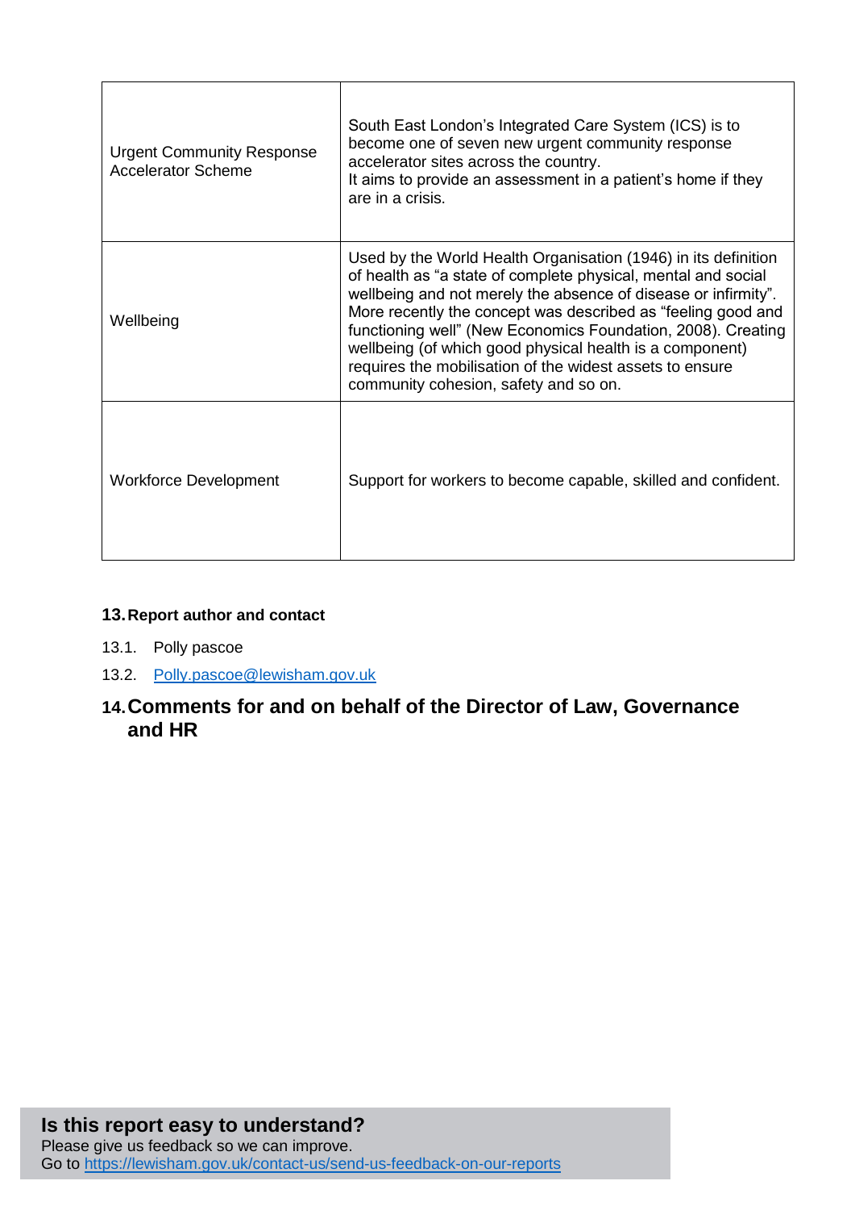| | |
|---|---|
| Urgent Community Response Accelerator Scheme | South East London's Integrated Care System (ICS) is to become one of seven new urgent community response accelerator sites across the country.<br>It aims to provide an assessment in a patient's home if they are in a crisis. |
| Wellbeing | Used by the World Health Organisation (1946) in its definition of health as "a state of complete physical, mental and social wellbeing and not merely the absence of disease or infirmity". More recently the concept was described as "feeling good and functioning well" (New Economics Foundation, 2008). Creating wellbeing (of which good physical health is a component) requires the mobilisation of the widest assets to ensure community cohesion, safety and so on. |
| Workforce Development | Support for workers to become capable, skilled and confident. |

### 13. Report author and contact

13.1. Polly pascoe

13.2. Polly.pascoe@lewisham.gov.uk

## 14. Comments for and on behalf of the Director of Law, Governance and HR

**Is this report easy to understand?**

Please give us feedback so we can improve.

Go to https://lewisham.gov.uk/contact-us/send-us-feedback-on-our-reports